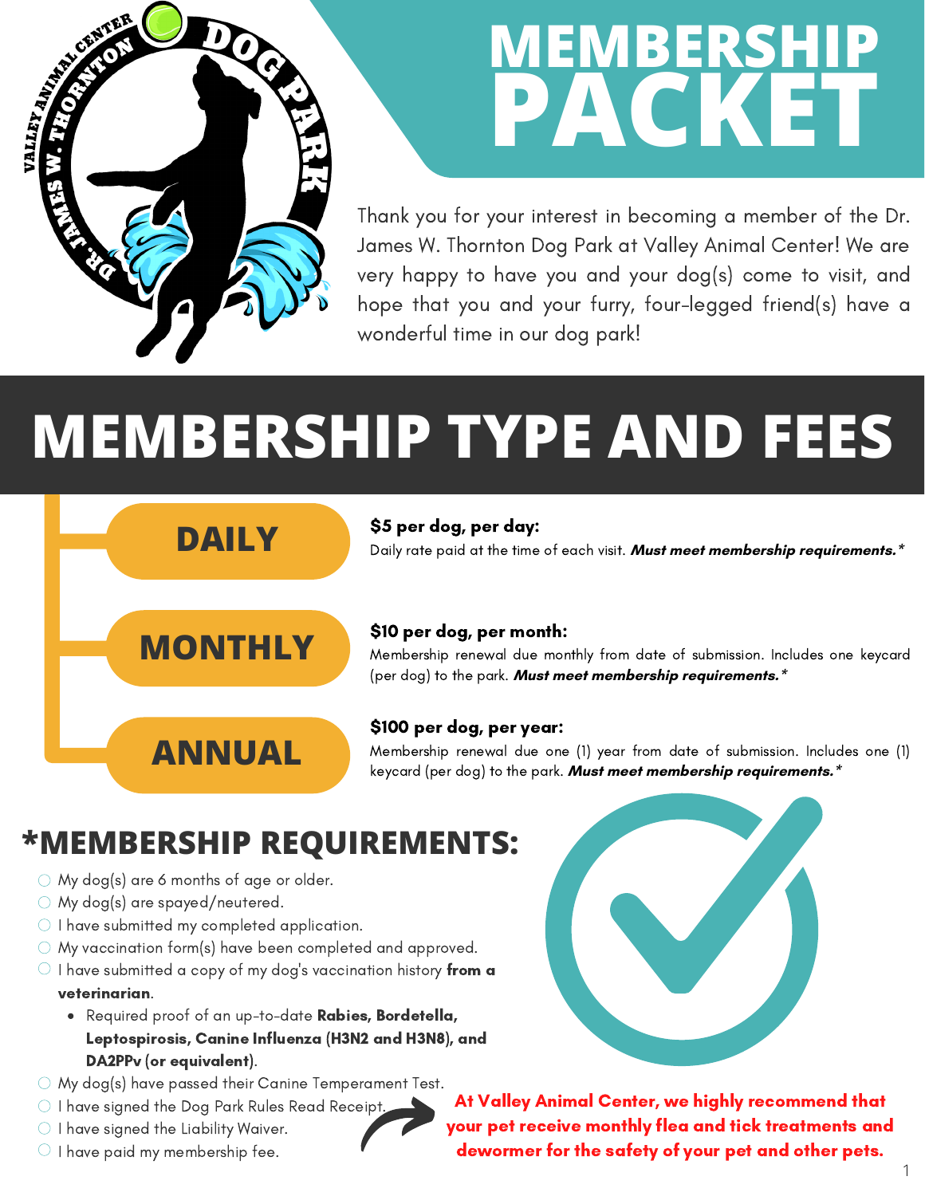# MEMBERSHIP PACKET

Thank you for your interest in becoming a member of the Dr. James W. Thornton Dog Park at Valley Animal Center! We are very happy to have you and your dog(s) come to visit, and hope that you and your furry, four-legged friend(s) have a wonderful time in our dog park!

## MEMBERSHIP TYPE AND FEES

### DAILY

**$5 per dog, per day:**
Daily rate paid at the time of each visit. ***Must meet membership requirements.****

### MONTHLY

**$10 per dog, per month:**
Membership renewal due monthly from date of submission. Includes one keycard (per dog) to the park. ***Must meet membership requirements.****

### ANNUAL

**$100 per dog, per year:**
Membership renewal due one (1) year from date of submission. Includes one (1) keycard (per dog) to the park. ***Must meet membership requirements.****

## *MEMBERSHIP REQUIREMENTS:

- My dog(s) are 6 months of age or older.
- My dog(s) are spayed/neutered.
- I have submitted my completed application.
- My vaccination form(s) have been completed and approved.
- I have submitted a copy of my dog's vaccination history **from a veterinarian**.
  - Required proof of an up-to-date **Rabies, Bordetella, Leptospirosis, Canine Influenza (H3N2 and H3N8), and DA2PPv (or equivalent)**.
- My dog(s) have passed their Canine Temperament Test.
- I have signed the Dog Park Rules Read Receipt.
- I have signed the Liability Waiver.
- I have paid my membership fee.

**At Valley Animal Center, we highly recommend that your pet receive monthly flea and tick treatments and dewormer for the safety of your pet and other pets.**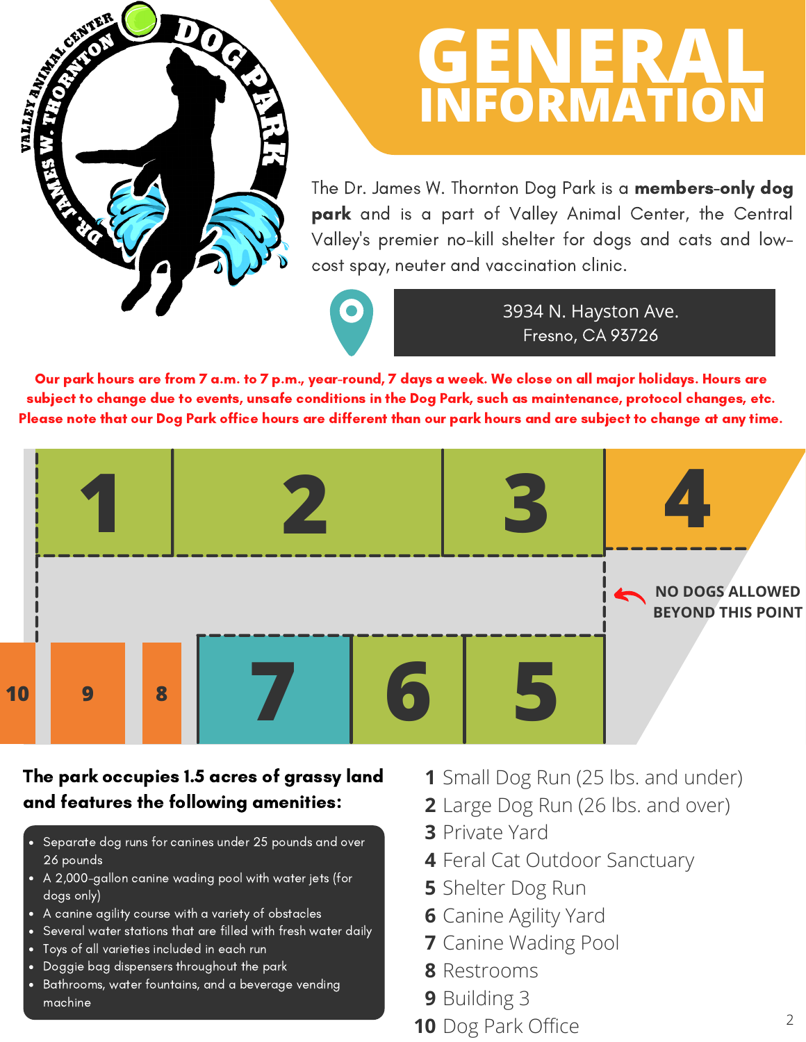# GENERAL INFORMATION

The Dr. James W. Thornton Dog Park is a **members-only dog park** and is a part of Valley Animal Center, the Central Valley's premier no-kill shelter for dogs and cats and low-cost spay, neuter and vaccination clinic.

3934 N. Hayston Ave.
Fresno, CA 93726

**Our park hours are from 7 a.m. to 7 p.m., year-round, 7 days a week. We close on all major holidays. Hours are subject to change due to events, unsafe conditions in the Dog Park, such as maintenance, protocol changes, etc. Please note that our Dog Park office hours are different than our park hours and are subject to change at any time.**

**NO DOGS ALLOWED BEYOND THIS POINT**

**The park occupies 1.5 acres of grassy land and features the following amenities:**

- Separate dog runs for canines under 25 pounds and over 26 pounds
- A 2,000-gallon canine wading pool with water jets (for dogs only)
- A canine agility course with a variety of obstacles
- Several water stations that are filled with fresh water daily
- Toys of all varieties included in each run
- Doggie bag dispensers throughout the park
- Bathrooms, water fountains, and a beverage vending machine

**1** Small Dog Run (25 lbs. and under)
**2** Large Dog Run (26 lbs. and over)
**3** Private Yard
**4** Feral Cat Outdoor Sanctuary
**5** Shelter Dog Run
**6** Canine Agility Yard
**7** Canine Wading Pool
**8** Restrooms
**9** Building 3
**10** Dog Park Office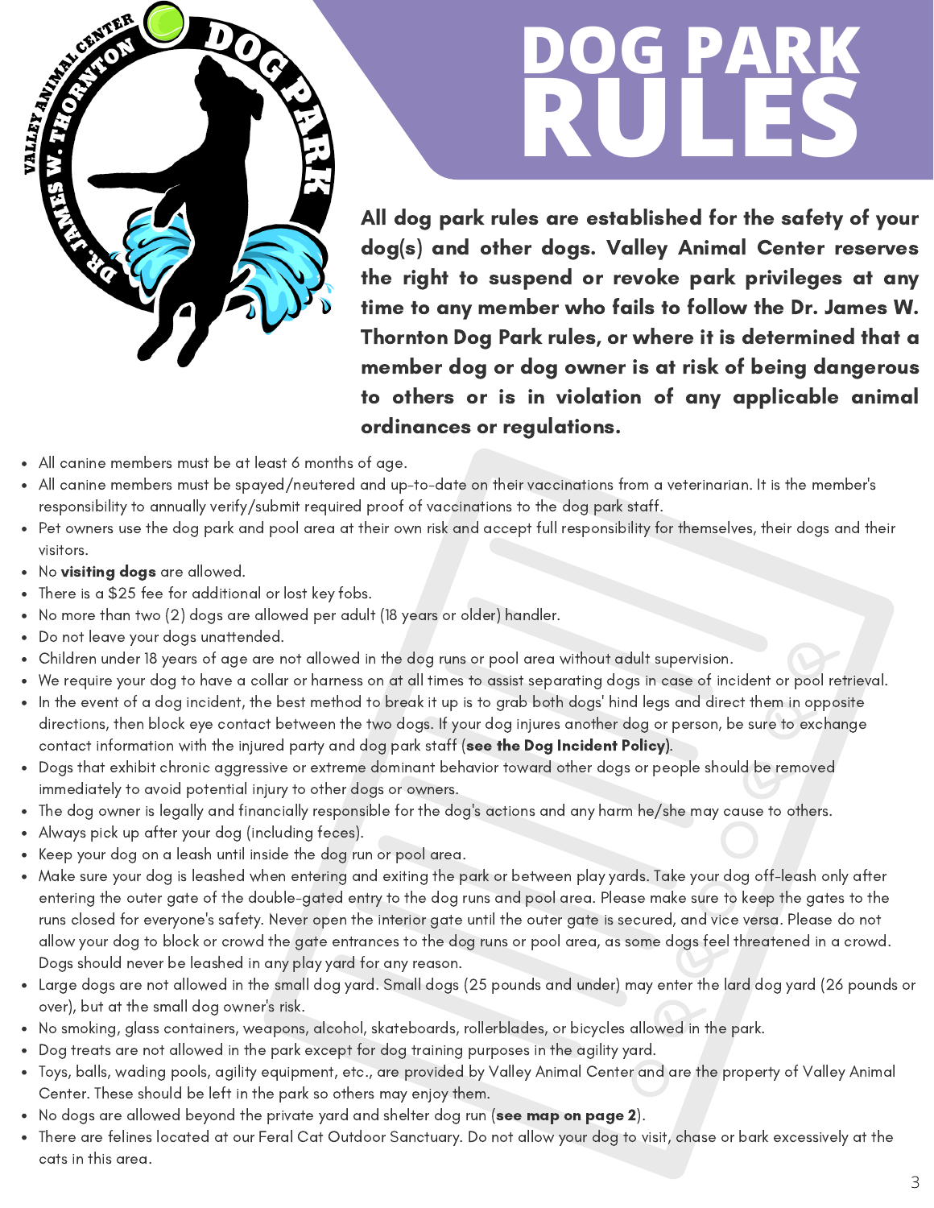# DOG PARK RULES

**All dog park rules are established for the safety of your dog(s) and other dogs. Valley Animal Center reserves the right to suspend or revoke park privileges at any time to any member who fails to follow the Dr. James W. Thornton Dog Park rules, or where it is determined that a member dog or dog owner is at risk of being dangerous to others or is in violation of any applicable animal ordinances or regulations.**

- All canine members must be at least 6 months of age.
- All canine members must be spayed/neutered and up-to-date on their vaccinations from a veterinarian. It is the member's responsibility to annually verify/submit required proof of vaccinations to the dog park staff.
- Pet owners use the dog park and pool area at their own risk and accept full responsibility for themselves, their dogs and their visitors.
- No **visiting dogs** are allowed.
- There is a $25 fee for additional or lost key fobs.
- No more than two (2) dogs are allowed per adult (18 years or older) handler.
- Do not leave your dogs unattended.
- Children under 18 years of age are not allowed in the dog runs or pool area without adult supervision.
- We require your dog to have a collar or harness on at all times to assist separating dogs in case of incident or pool retrieval.
- In the event of a dog incident, the best method to break it up is to grab both dogs' hind legs and direct them in opposite directions, then block eye contact between the two dogs. If your dog injures another dog or person, be sure to exchange contact information with the injured party and dog park staff (**see the Dog Incident Policy**).
- Dogs that exhibit chronic aggressive or extreme dominant behavior toward other dogs or people should be removed immediately to avoid potential injury to other dogs or owners.
- The dog owner is legally and financially responsible for the dog's actions and any harm he/she may cause to others.
- Always pick up after your dog (including feces).
- Keep your dog on a leash until inside the dog run or pool area.
- Make sure your dog is leashed when entering and exiting the park or between play yards. Take your dog off-leash only after entering the outer gate of the double-gated entry to the dog runs and pool area. Please make sure to keep the gates to the runs closed for everyone's safety. Never open the interior gate until the outer gate is secured, and vice versa. Please do not allow your dog to block or crowd the gate entrances to the dog runs or pool area, as some dogs feel threatened in a crowd. Dogs should never be leashed in any play yard for any reason.
- Large dogs are not allowed in the small dog yard. Small dogs (25 pounds and under) may enter the lard dog yard (26 pounds or over), but at the small dog owner's risk.
- No smoking, glass containers, weapons, alcohol, skateboards, rollerblades, or bicycles allowed in the park.
- Dog treats are not allowed in the park except for dog training purposes in the agility yard.
- Toys, balls, wading pools, agility equipment, etc., are provided by Valley Animal Center and are the property of Valley Animal Center. These should be left in the park so others may enjoy them.
- No dogs are allowed beyond the private yard and shelter dog run (**see map on page 2**).
- There are felines located at our Feral Cat Outdoor Sanctuary. Do not allow your dog to visit, chase or bark excessively at the cats in this area.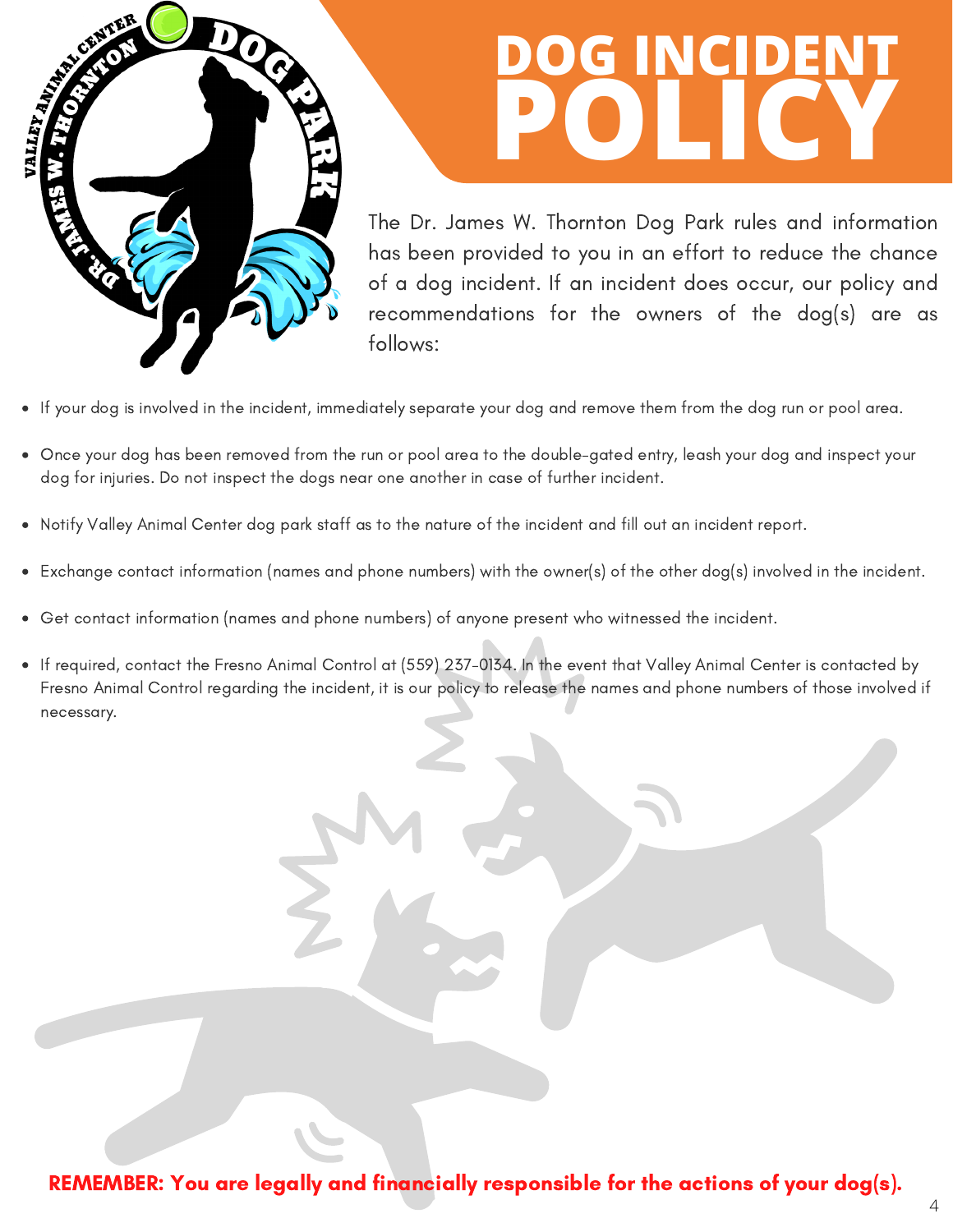# DOG INCIDENT POLICY

The Dr. James W. Thornton Dog Park rules and information has been provided to you in an effort to reduce the chance of a dog incident. If an incident does occur, our policy and recommendations for the owners of the dog(s) are as follows:

- If your dog is involved in the incident, immediately separate your dog and remove them from the dog run or pool area.
- Once your dog has been removed from the run or pool area to the double-gated entry, leash your dog and inspect your dog for injuries. Do not inspect the dogs near one another in case of further incident.
- Notify Valley Animal Center dog park staff as to the nature of the incident and fill out an incident report.
- Exchange contact information (names and phone numbers) with the owner(s) of the other dog(s) involved in the incident.
- Get contact information (names and phone numbers) of anyone present who witnessed the incident.
- If required, contact the Fresno Animal Control at (559) 237-0134. In the event that Valley Animal Center is contacted by Fresno Animal Control regarding the incident, it is our policy to release the names and phone numbers of those involved if necessary.

**REMEMBER: You are legally and financially responsible for the actions of your dog(s).**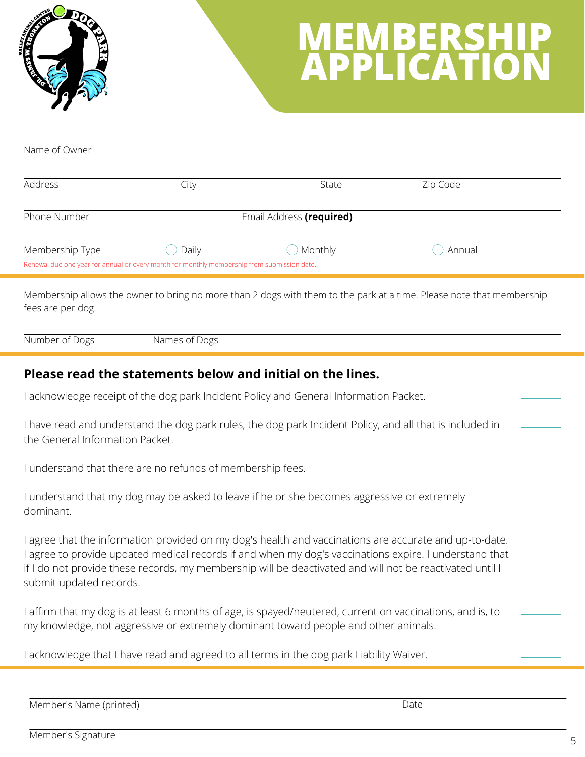# MEMBERSHIP APPLICATION

Name of Owner

Address City State Zip Code

Phone Number Email Address **(required)**

Membership Type ◯ Daily ◯ Monthly ◯ Annual

Renewal due one year for annual or every month for monthly membership from submission date.

Membership allows the owner to bring no more than 2 dogs with them to the park at a time. Please note that membership fees are per dog.

Number of Dogs Names of Dogs

## Please read the statements below and initial on the lines.

I acknowledge receipt of the dog park Incident Policy and General Information Packet. ______

I have read and understand the dog park rules, the dog park Incident Policy, and all that is included in the General Information Packet. ______

I understand that there are no refunds of membership fees. ______

I understand that my dog may be asked to leave if he or she becomes aggressive or extremely dominant. ______

I agree that the information provided on my dog's health and vaccinations are accurate and up-to-date. I agree to provide updated medical records if and when my dog's vaccinations expire. I understand that if I do not provide these records, my membership will be deactivated and will not be reactivated until I submit updated records. ______

I affirm that my dog is at least 6 months of age, is spayed/neutered, current on vaccinations, and is, to my knowledge, not aggressive or extremely dominant toward people and other animals. ______

I acknowledge that I have read and agreed to all terms in the dog park Liability Waiver. ______

Member's Name (printed) Date

Member's Signature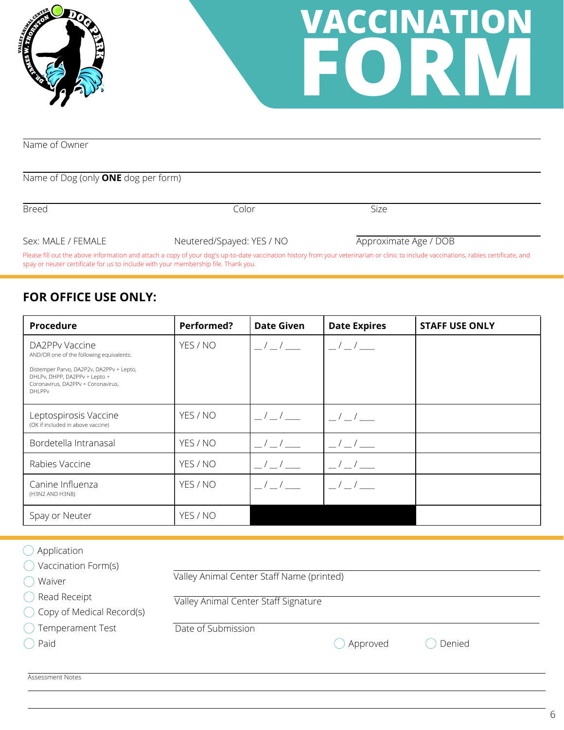# VACCINATION FORM

Name of Owner

Name of Dog (only **ONE** dog per form)

Breed | Color | Size

Sex: MALE / FEMALE | Neutered/Spayed: YES / NO | Approximate Age / DOB

Please fill out the above information and attach a copy of your dog's up-to-date vaccination history from your veterinarian or clinic to include vaccinations, rabies certificate, and spay or neuter certificate for us to include with your membership file. Thank you.

## FOR OFFICE USE ONLY:

| Procedure | Performed? | Date Given | Date Expires | STAFF USE ONLY |
|---|---|---|---|---|
| DA2PPv Vaccine<br>AND/OR one of the following equivalents:<br>Distemper Parvo, DA2P2v, DA2PPv + Lepto, DHLPv, DHPP, DA2PPv + Lepto + Coronavirus, DA2PPv + Coronavirus, DHLPPv | YES / NO | __ / __ / ___ | __ / __ / ___ | |
| Leptospirosis Vaccine<br>(OK if included in above vaccine) | YES / NO | __ / __ / ___ | __ / __ / ___ | |
| Bordetella Intranasal | YES / NO | __ / __ / ___ | __ / __ / ___ | |
| Rabies Vaccine | YES / NO | __ / __ / ___ | __ / __ / ___ | |
| Canine Influenza<br>(H3N2 AND H3N8) | YES / NO | __ / __ / ___ | __ / __ / ___ | |
| Spay or Neuter | YES / NO | | | |

- ◯ Application
- ◯ Vaccination Form(s)
- ◯ Waiver
- ◯ Read Receipt
- ◯ Copy of Medical Record(s)
- ◯ Temperament Test
- ◯ Paid

Valley Animal Center Staff Name (printed)

Valley Animal Center Staff Signature

Date of Submission

◯ Approved ◯ Denied

Assessment Notes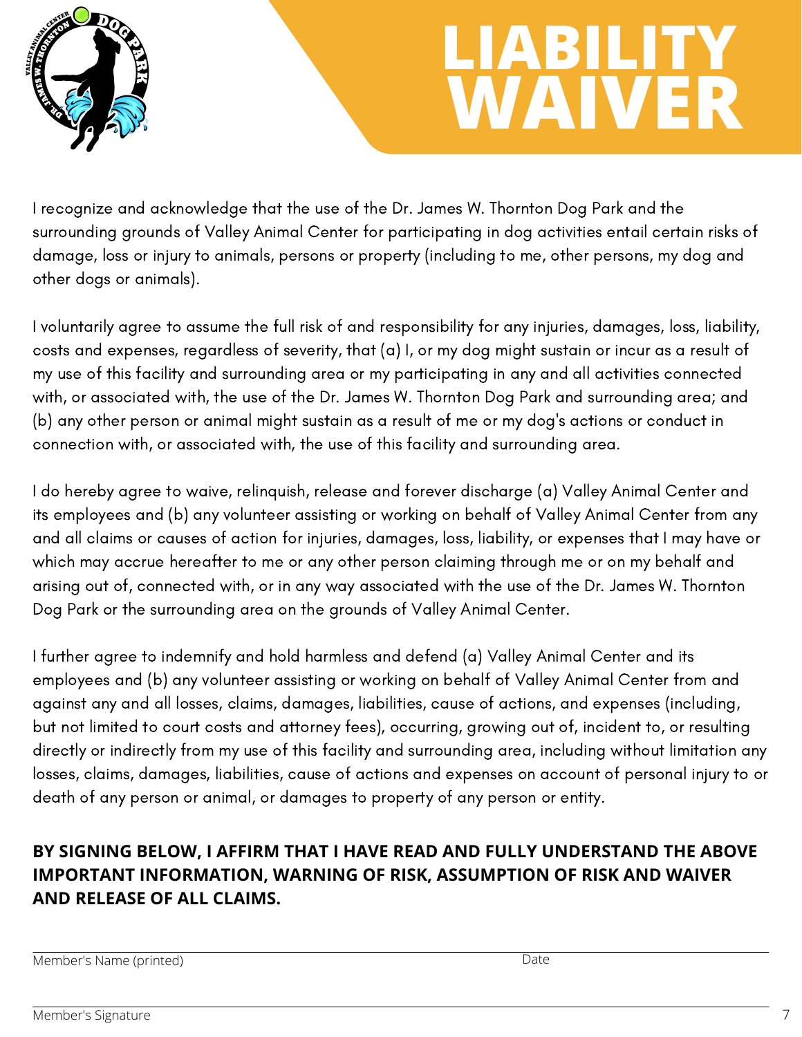# LIABILITY WAIVER

I recognize and acknowledge that the use of the Dr. James W. Thornton Dog Park and the surrounding grounds of Valley Animal Center for participating in dog activities entail certain risks of damage, loss or injury to animals, persons or property (including to me, other persons, my dog and other dogs or animals).

I voluntarily agree to assume the full risk of and responsibility for any injuries, damages, loss, liability, costs and expenses, regardless of severity, that (a) I, or my dog might sustain or incur as a result of my use of this facility and surrounding area or my participating in any and all activities connected with, or associated with, the use of the Dr. James W. Thornton Dog Park and surrounding area; and (b) any other person or animal might sustain as a result of me or my dog's actions or conduct in connection with, or associated with, the use of this facility and surrounding area.

I do hereby agree to waive, relinquish, release and forever discharge (a) Valley Animal Center and its employees and (b) any volunteer assisting or working on behalf of Valley Animal Center from any and all claims or causes of action for injuries, damages, loss, liability, or expenses that I may have or which may accrue hereafter to me or any other person claiming through me or on my behalf and arising out of, connected with, or in any way associated with the use of the Dr. James W. Thornton Dog Park or the surrounding area on the grounds of Valley Animal Center.

I further agree to indemnify and hold harmless and defend (a) Valley Animal Center and its employees and (b) any volunteer assisting or working on behalf of Valley Animal Center from and against any and all losses, claims, damages, liabilities, cause of actions, and expenses (including, but not limited to court costs and attorney fees), occurring, growing out of, incident to, or resulting directly or indirectly from my use of this facility and surrounding area, including without limitation any losses, claims, damages, liabilities, cause of actions and expenses on account of personal injury to or death of any person or animal, or damages to property of any person or entity.

**BY SIGNING BELOW, I AFFIRM THAT I HAVE READ AND FULLY UNDERSTAND THE ABOVE IMPORTANT INFORMATION, WARNING OF RISK, ASSUMPTION OF RISK AND WAIVER AND RELEASE OF ALL CLAIMS.**

Member's Name (printed) _______________________ Date _______________

Member's Signature _______________________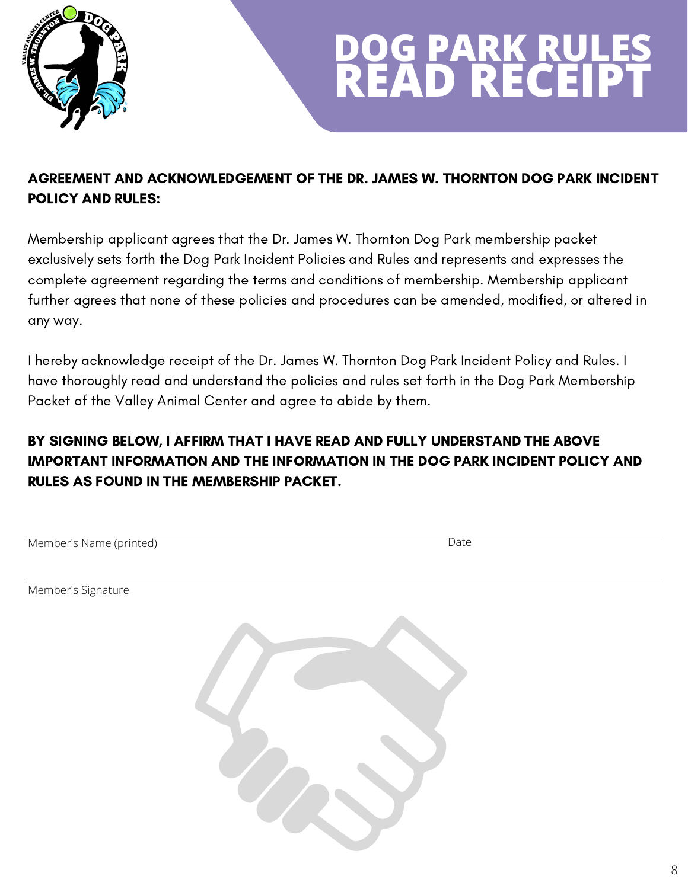# DOG PARK RULES READ RECEIPT

**AGREEMENT AND ACKNOWLEDGEMENT OF THE DR. JAMES W. THORNTON DOG PARK INCIDENT POLICY AND RULES:**

Membership applicant agrees that the Dr. James W. Thornton Dog Park membership packet exclusively sets forth the Dog Park Incident Policies and Rules and represents and expresses the complete agreement regarding the terms and conditions of membership. Membership applicant further agrees that none of these policies and procedures can be amended, modified, or altered in any way.

I hereby acknowledge receipt of the Dr. James W. Thornton Dog Park Incident Policy and Rules. I have thoroughly read and understand the policies and rules set forth in the Dog Park Membership Packet of the Valley Animal Center and agree to abide by them.

**BY SIGNING BELOW, I AFFIRM THAT I HAVE READ AND FULLY UNDERSTAND THE ABOVE IMPORTANT INFORMATION AND THE INFORMATION IN THE DOG PARK INCIDENT POLICY AND RULES AS FOUND IN THE MEMBERSHIP PACKET.**

Member's Name (printed) ____________________ Date ____________________

Member's Signature ____________________